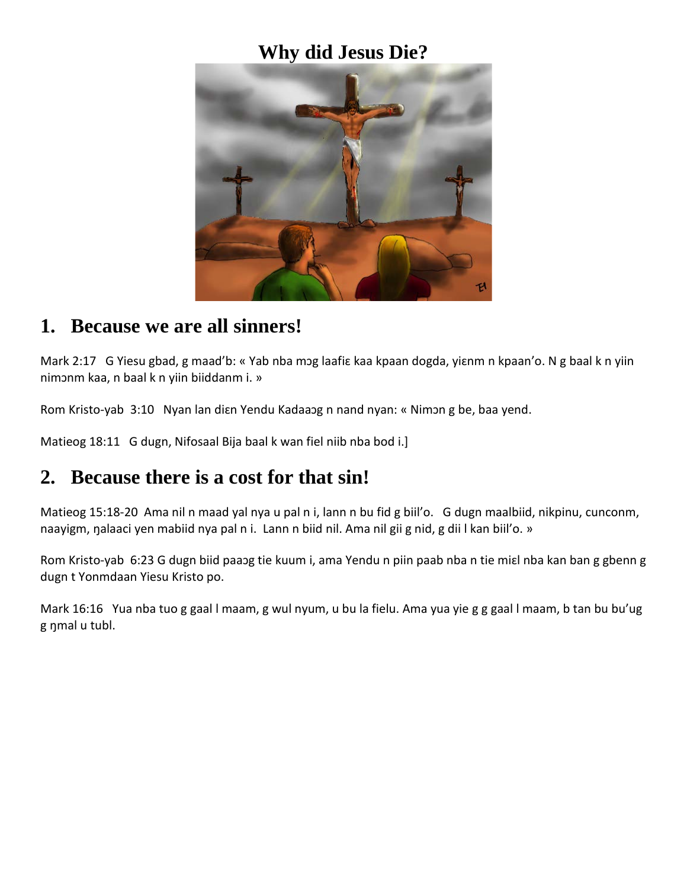# Why did Jesus Die?

## 1. Because we are all sinners!

Mark 2:17   G Yiesu gbad, g maad'b: « Yab nba mɔg laafiɛ kaa kpaan dogda, yiɛnm n kpaan'o. N g baal k n yiin nimɔnm kaa, n baal k n yiin biiddanm i. »

Rom Kristo-yab  3:10   Nyan lan diɛn Yendu Kadaaɔg n nand nyan: « Nimɔn g be, baa yend.

Matieog 18:11   G dugn, Nifosaal Bija baal k wan fiel niib nba bod i.]

## 2. Because there is a cost for that sin!

Matieog 15:18-20  Ama nil n maad yal nya u pal n i, lann n bu fid g biil'o.   G dugn maalbiid, nikpinu, cunconm, naayigm, ŋalaaci yen mabiid nya pal n i.  Lann n biid nil. Ama nil gii g nid, g dii l kan biil'o. »

Rom Kristo-yab  6:23 G dugn biid paaɔg tie kuum i, ama Yendu n piin paab nba n tie miɛl nba kan ban g gbenn g dugn t Yonmdaan Yiesu Kristo po.

Mark 16:16   Yua nba tuo g gaal l maam, g wul nyum, u bu la fielu. Ama yua yie g g gaal l maam, b tan bu bu'ug g ŋmal u tubl.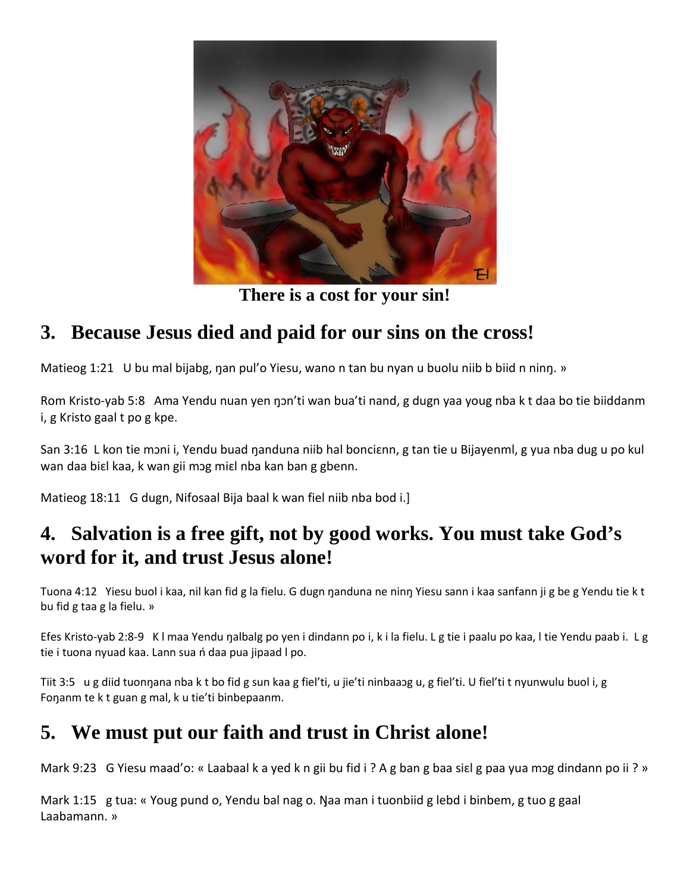There is a cost for your sin!

## 3. Because Jesus died and paid for our sins on the cross!

Matieog 1:21 U bu mal bijabg, ŋan pul'o Yiesu, wano n tan bu nyan u buolu niib b biid n ninŋ. »

Rom Kristo-yab 5:8 Ama Yendu nuan yen ŋɔn'ti wan bua'ti nand, g dugn yaa youg nba k t daa bo tie biiddanm i, g Kristo gaal t po g kpe.

San 3:16 L kon tie mɔni i, Yendu buad ŋanduna niib hal boncienn, g tan tie u Bijayenml, g yua nba dug u po kul wan daa biɛl kaa, k wan gii mɔg miɛl nba kan ban g gbenn.

Matieog 18:11 G dugn, Nifosaal Bija baal k wan fiel niib nba bod i.]

## 4. Salvation is a free gift, not by good works. You must take God's word for it, and trust Jesus alone!

Tuona 4:12 Yiesu buol i kaa, nil kan fid g la fielu. G dugn ŋanduna ne ninŋ Yiesu sann i kaa sanfann ji g be g Yendu tie k t bu fid g taa g la fielu. »

Efes Kristo-yab 2:8-9 K l maa Yendu ŋalbalg po yen i dindann po i, k i la fielu. L g tie i paalu po kaa, l tie Yendu paab i. L g tie i tuona nyuad kaa. Lann sua ń daa pua jipaad l po.

Tiit 3:5 u g diid tuonŋana nba k t bo fid g sun kaa g fiel'ti, u jie'ti ninbaaɔg u, g fiel'ti. U fiel'ti t nyunwulu buol i, g Foŋanm te k t guan g mal, k u tie'ti binbepaanm.

## 5. We must put our faith and trust in Christ alone!

Mark 9:23 G Yiesu maad'o: « Laabaal k a yed k n gii bu fid i ? A g ban g baa siɛl g paa yua mɔg dindann po ii ? »

Mark 1:15 g tua: « Youg pund o, Yendu bal nag o. Ŋaa man i tuonbiid g lebd i binbem, g tuo g gaal Laabamann. »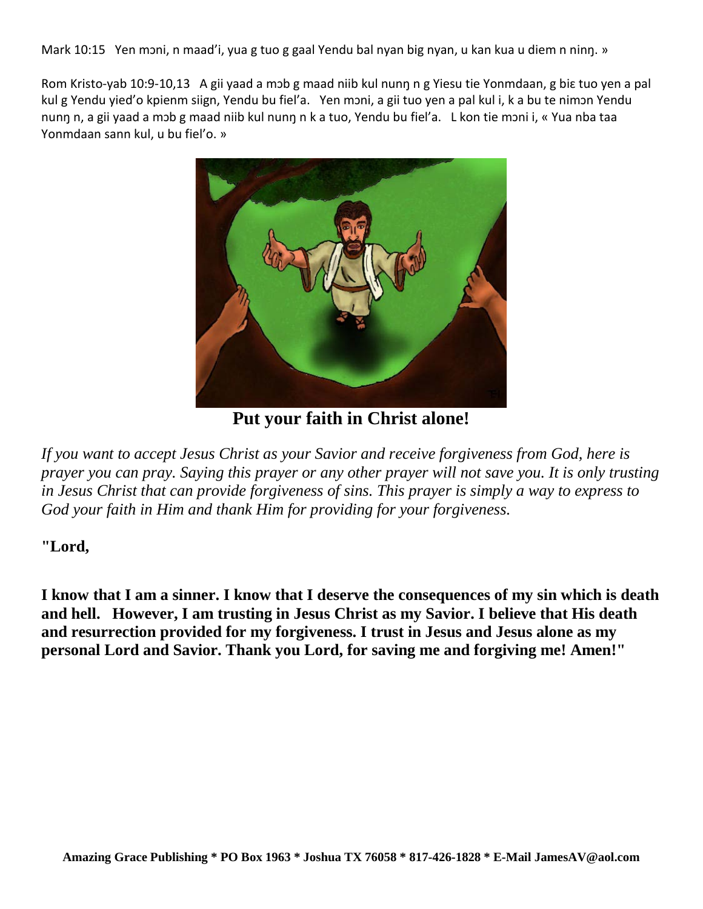Mark 10:15 Yen mɔni, n maad'i, yua g tuo g gaal Yendu bal nyan big nyan, u kan kua u diem n ninŋ. »

Rom Kristo-yab 10:9-10,13 A gii yaad a mɔb g maad niib kul nunŋ n g Yiesu tie Yonmdaan, g biɛ tuo yen a pal kul g Yendu yied'o kpienm siign, Yendu bu fiel'a. Yen mɔni, a gii tuo yen a pal kul i, k a bu te nimɔn Yendu nunŋ n, a gii yaad a mɔb g maad niib kul nunŋ n k a tuo, Yendu bu fiel'a. L kon tie mɔni i, « Yua nba taa Yonmdaan sann kul, u bu fiel'o. »

**Put your faith in Christ alone!**

*If you want to accept Jesus Christ as your Savior and receive forgiveness from God, here is prayer you can pray. Saying this prayer or any other prayer will not save you. It is only trusting in Jesus Christ that can provide forgiveness of sins. This prayer is simply a way to express to God your faith in Him and thank Him for providing for your forgiveness.*

**"Lord,**

**I know that I am a sinner. I know that I deserve the consequences of my sin which is death and hell. However, I am trusting in Jesus Christ as my Savior. I believe that His death and resurrection provided for my forgiveness. I trust in Jesus and Jesus alone as my personal Lord and Savior. Thank you Lord, for saving me and forgiving me! Amen!"**

**Amazing Grace Publishing * PO Box 1963 * Joshua TX 76058 * 817-426-1828 * E-Mail JamesAV@aol.com**